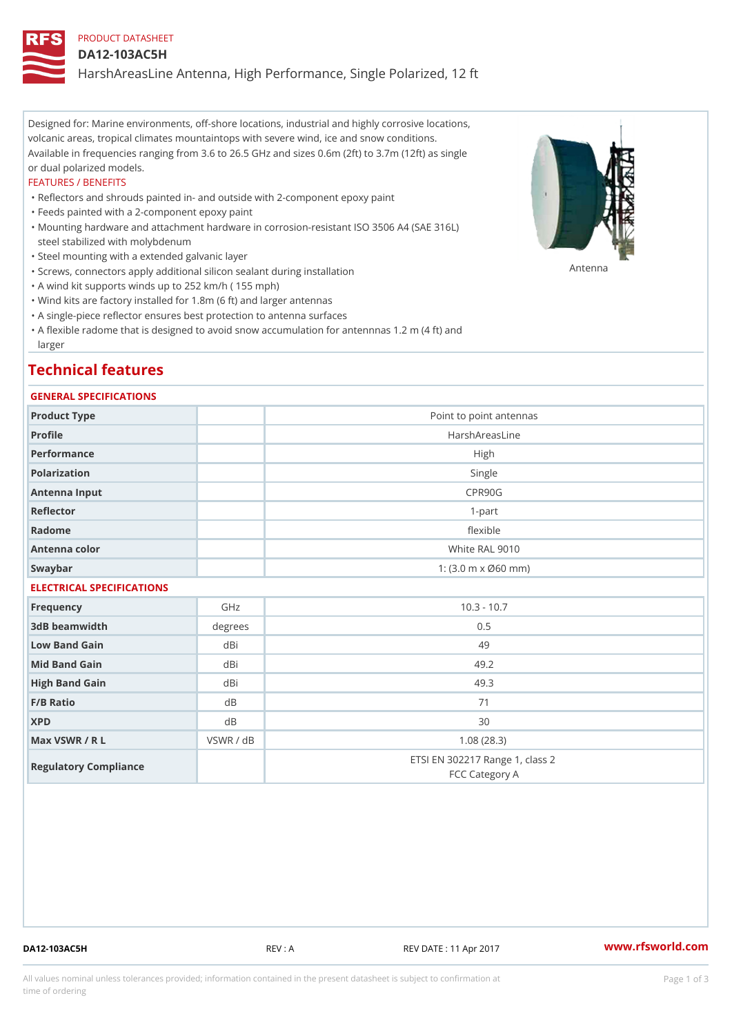PRODUCT DATASHEET

# DA12-103AC5H

## HarshAreasLine Antenna, High Performance, Single Polarized, 12 ft

Designed for: Marine environments, off-shore locations, industrial and highly corrosive locations, volcanic areas, tropical climates mountaintops with severe wind, ice and snow conditions. Available in frequencies ranging from 3.6 to 26.5 GHz and sizes 0.6m (2ft) to 3.7m (12ft) as single or dual polarized models.

FEATURES / BENEFITS

- Reflectors and shrouds painted in- and outside with 2-component epoxy paint
- Feeds painted with a 2-component epoxy paint
- Mounting hardware and attachment hardware in corrosion-resistant ISO 3506 A4 (SAE 316L) steel stabilized with molybdenum
- Steel mounting with a extended galvanic layer
- Screws, connectors apply additional silicon sealant during installation
- A wind kit supports winds up to 252 km/h ( 155 mph)
- Wind kits are factory installed for 1.8m (6 ft) and larger antennas
- A single-piece reflector ensures best protection to antenna surfaces
- A flexible radome that is designed to avoid snow accumulation for antennnas 1.2 m (4 ft) and larger

Antenna

# Technical features

### GENERAL SPECIFICATIONS

| | | |
|---|---|---|
| Product Type | | Point to point antennas |
| Profile | | HarshAreasLine |
| Performance | | High |
| Polarization | | Single |
| Antenna Input | | CPR90G |
| Reflector | | 1-part |
| Radome | | flexible |
| Antenna color | | White RAL 9010 |
| Swaybar | | 1: (3.0 m x Ø60 mm) |

### ELECTRICAL SPECIFICATIONS

| | | |
|---|---|---|
| Frequency | GHz | 10.3 - 10.7 |
| 3dB beamwidth | degrees | 0.5 |
| Low Band Gain | dBi | 49 |
| Mid Band Gain | dBi | 49.2 |
| High Band Gain | dBi | 49.3 |
| F/B Ratio | dB | 71 |
| XPD | dB | 30 |
| Max VSWR / R L | VSWR / dB | 1.08 (28.3) |
| Regulatory Compliance | | ETSI EN 302217 Range 1, class 2<br>FCC Category A |

DA12-103AC5H REV : A REV DATE : 11 Apr 2017 www.rfsworld.com

All values nominal unless tolerances provided; information contained in the present datasheet is subject to confirmation at time of ordering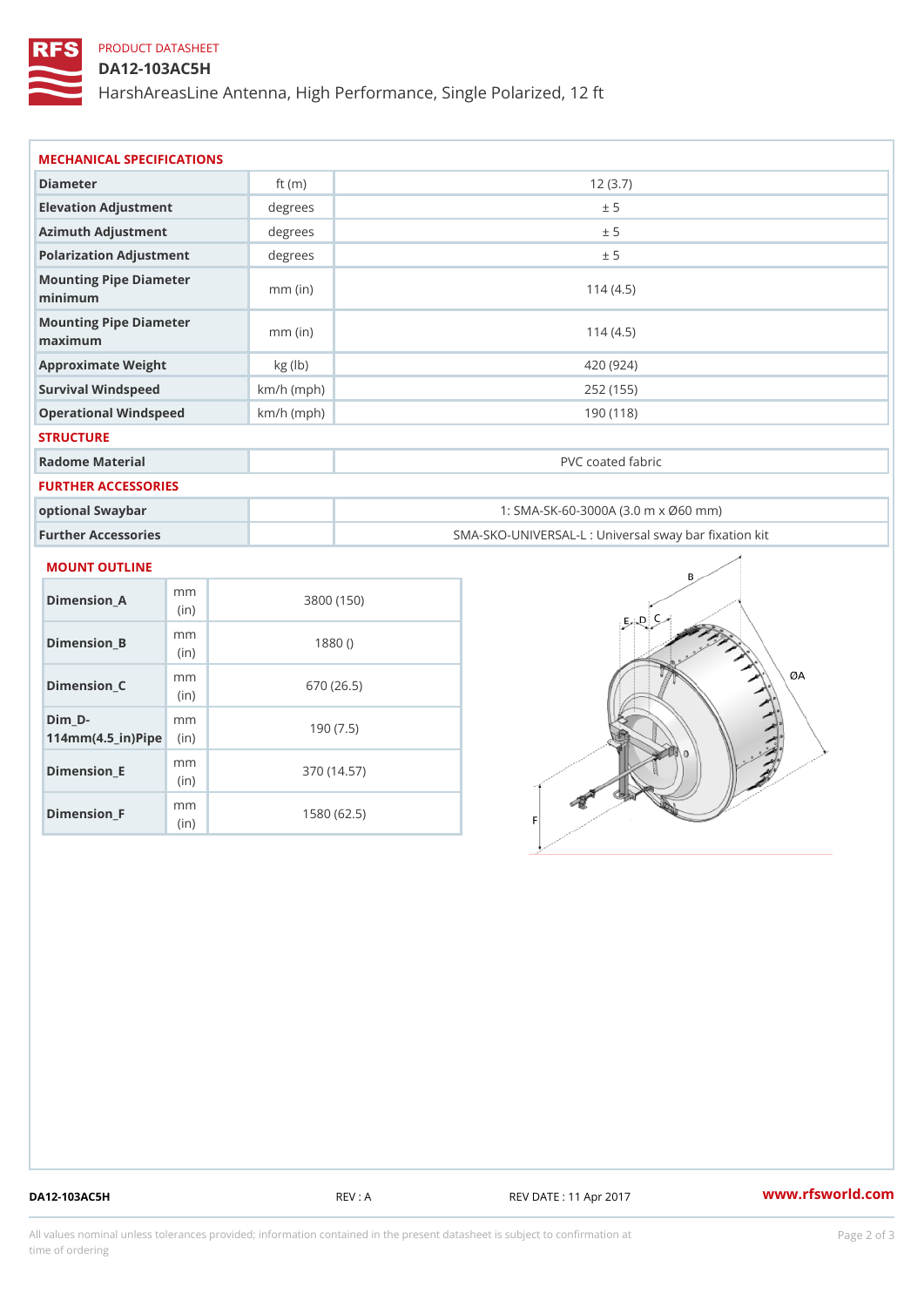PRODUCT DATASHEET

# DA12-103AC5H

HarshAreasLine Antenna, High Performance, Single Polarized, 12 ft

## MECHANICAL SPECIFICATIONS

| Parameter | Unit | Value |
|---|---|---|
| Diameter | ft (m) | 12 (3.7) |
| Elevation Adjustment | degrees | ± 5 |
| Azimuth Adjustment | degrees | ± 5 |
| Polarization Adjustment | degrees | ± 5 |
| Mounting Pipe Diameter minimum | mm (in) | 114 (4.5) |
| Mounting Pipe Diameter maximum | mm (in) | 114 (4.5) |
| Approximate Weight | kg (lb) | 420 (924) |
| Survival Windspeed | km/h (mph) | 252 (155) |
| Operational Windspeed | km/h (mph) | 190 (118) |

## STRUCTURE

| Parameter | Unit | Value |
|---|---|---|
| Radome Material | | PVC coated fabric |

## FURTHER ACCESSORIES

| Parameter | Unit | Value |
|---|---|---|
| optional Swaybar | | 1: SMA-SK-60-3000A (3.0 m x Ø60 mm) |
| Further Accessories | | SMA-SKO-UNIVERSAL-L : Universal sway bar fixation kit |

## MOUNT OUTLINE

| Dimension | Unit | Value |
|---|---|---|
| Dimension_A | mm (in) | 3800 (150) |
| Dimension_B | mm (in) | 1880 () |
| Dimension_C | mm (in) | 670 (26.5) |
| Dim_D-114mm(4.5_in)Pipe | mm (in) | 190 (7.5) |
| Dimension_E | mm (in) | 370 (14.57) |
| Dimension_F | mm (in) | 1580 (62.5) |

DA12-103AC5H REV : A REV DATE : 11 Apr 2017 www.rfsworld.com

All values nominal unless tolerances provided; information contained in the present datasheet is subject to confirmation at time of ordering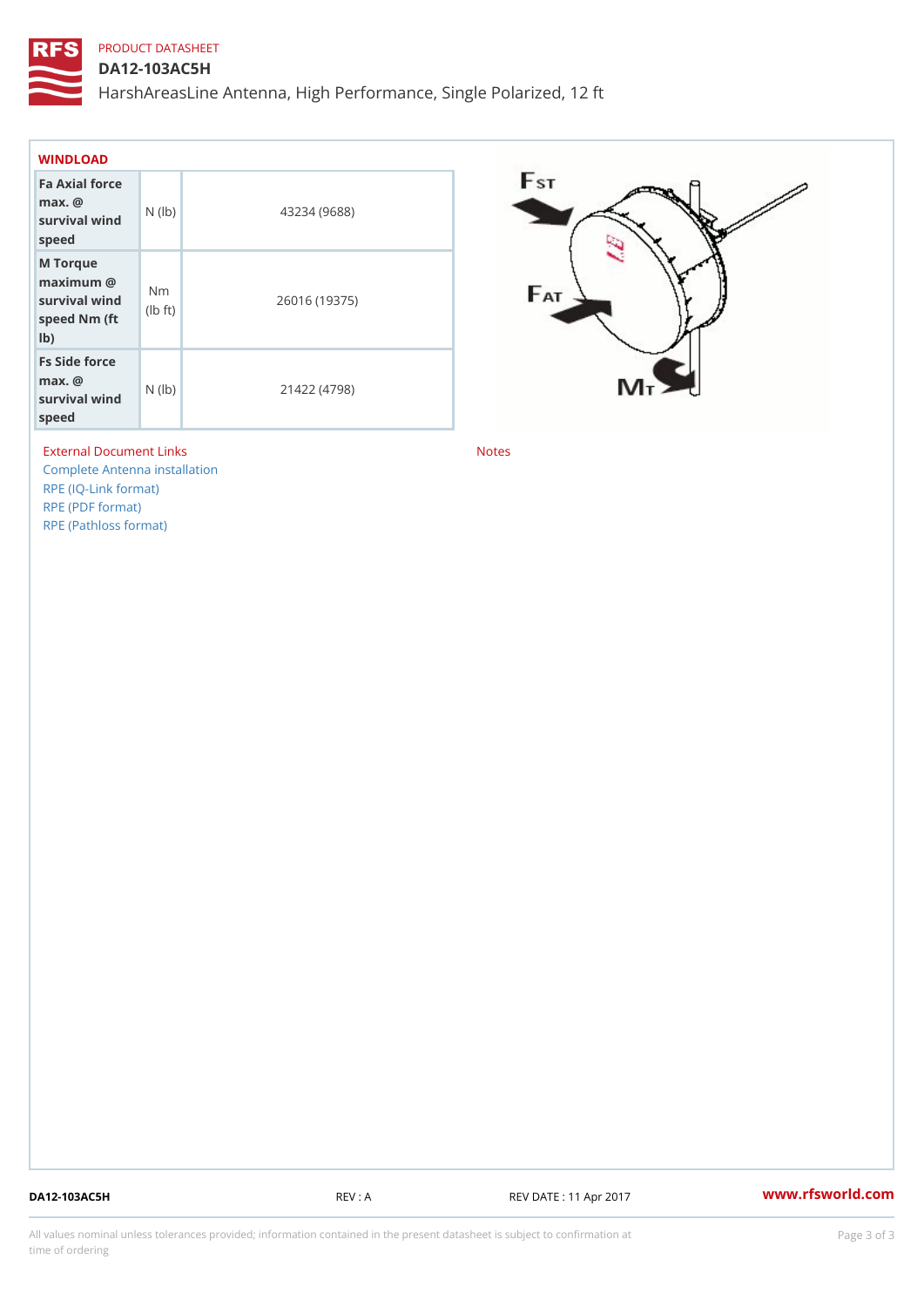PRODUCT DATASHEET

# DA12-103AC5H

HarshAreasLine Antenna, High Performance, Single Polarized, 12 ft

## WINDLOAD

| | | |
|---|---|---|
| Fa Axial force max. @ survival wind speed | N (lb) | 43234 (9688) |
| M Torque maximum @ survival wind speed Nm (ft lb) | Nm (lb ft) | 26016 (19375) |
| Fs Side force max. @ survival wind speed | N (lb) | 21422 (4798) |

FST

FAT

MT

External Document Links

Complete Antenna installation

RPE (IQ-Link format)

RPE (PDF format)

RPE (Pathloss format)

Notes

DA12-103AC5H REV : A REV DATE : 11 Apr 2017 www.rfsworld.com

All values nominal unless tolerances provided; information contained in the present datasheet is subject to confirmation at time of ordering